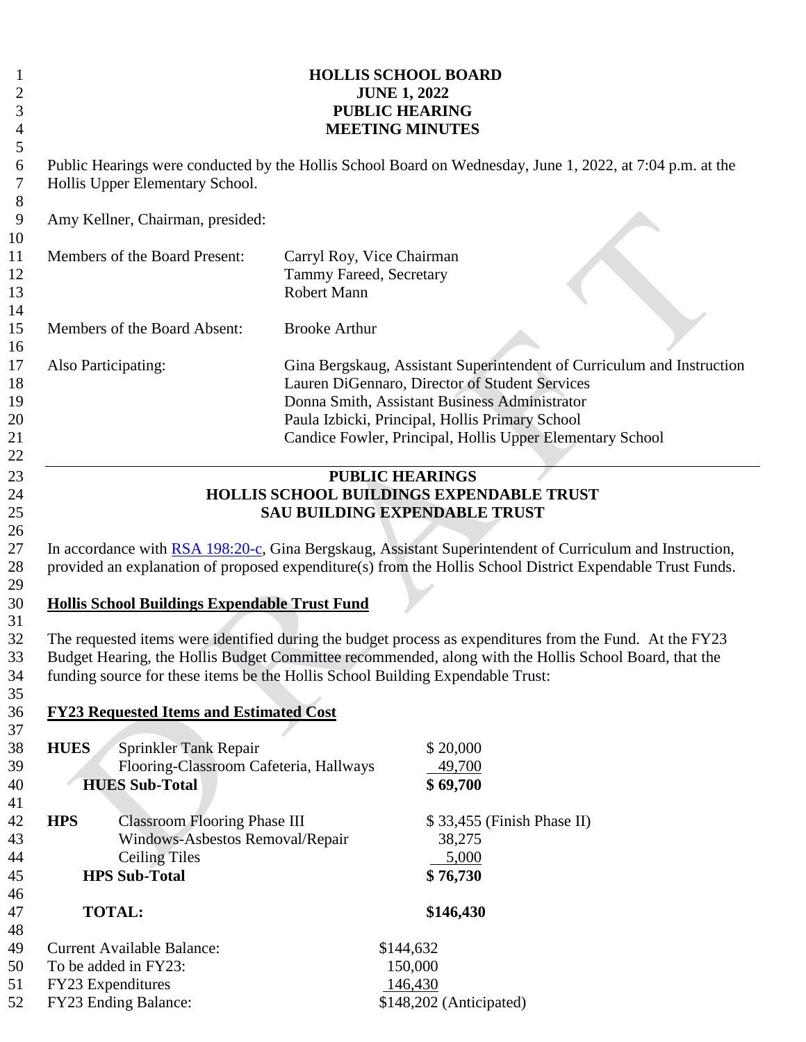# HOLLIS SCHOOL BOARD
## JUNE 1, 2022
## PUBLIC HEARING
## MEETING MINUTES

Public Hearings were conducted by the Hollis School Board on Wednesday, June 1, 2022, at 7:04 p.m. at the Hollis Upper Elementary School.

Amy Kellner, Chairman, presided:

| | |
|---|---|
| Members of the Board Present: | Carryl Roy, Vice Chairman<br>Tammy Fareed, Secretary<br>Robert Mann |
| Members of the Board Absent: | Brooke Arthur |
| Also Participating: | Gina Bergskaug, Assistant Superintendent of Curriculum and Instruction<br>Lauren DiGennaro, Director of Student Services<br>Donna Smith, Assistant Business Administrator<br>Paula Izbicki, Principal, Hollis Primary School<br>Candice Fowler, Principal, Hollis Upper Elementary School |

---

## PUBLIC HEARINGS
## HOLLIS SCHOOL BUILDINGS EXPENDABLE TRUST
## SAU BUILDING EXPENDABLE TRUST

In accordance with RSA 198:20-c, Gina Bergskaug, Assistant Superintendent of Curriculum and Instruction, provided an explanation of proposed expenditure(s) from the Hollis School District Expendable Trust Funds.

**Hollis School Buildings Expendable Trust Fund**

The requested items were identified during the budget process as expenditures from the Fund. At the FY23 Budget Hearing, the Hollis Budget Committee recommended, along with the Hollis School Board, that the funding source for these items be the Hollis School Building Expendable Trust:

**FY23 Requested Items and Estimated Cost**

| | | |
|---|---|---|
| **HUES** | Sprinkler Tank Repair | $ 20,000 |
| | Flooring-Classroom Cafeteria, Hallways | 49,700 |
| | **HUES Sub-Total** | **$ 69,700** |
| **HPS** | Classroom Flooring Phase III | $ 33,455 (Finish Phase II) |
| | Windows-Asbestos Removal/Repair | 38,275 |
| | Ceiling Tiles | 5,000 |
| | **HPS Sub-Total** | **$ 76,730** |
| | **TOTAL:** | **$146,430** |

| | |
|---|---|
| Current Available Balance: | $144,632 |
| To be added in FY23: | 150,000 |
| FY23 Expenditures | 146,430 |
| FY23 Ending Balance: | $148,202 (Anticipated) |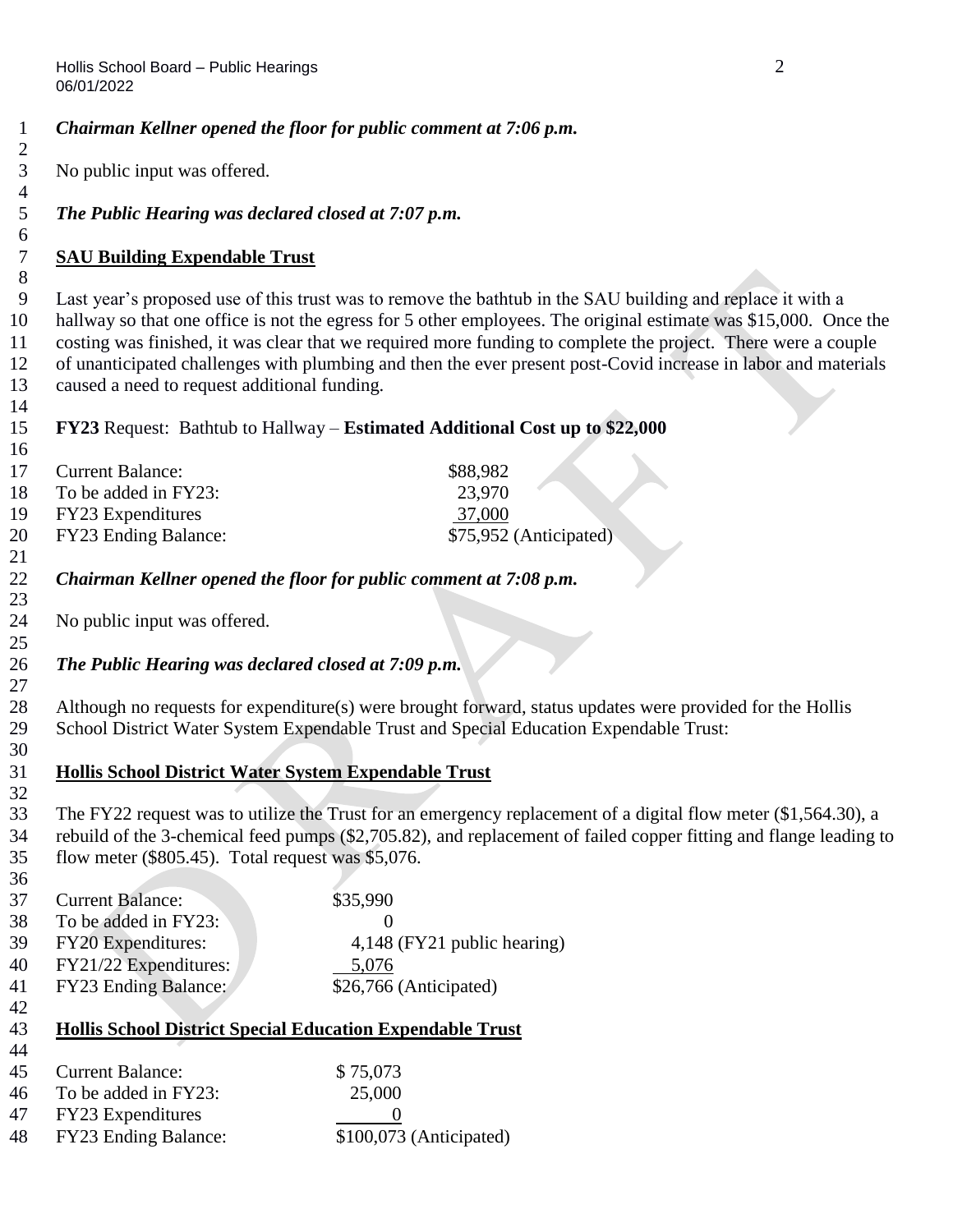*Chairman Kellner opened the floor for public comment at 7:06 p.m.*

No public input was offered.

*The Public Hearing was declared closed at 7:07 p.m.*

## SAU Building Expendable Trust

Last year's proposed use of this trust was to remove the bathtub in the SAU building and replace it with a hallway so that one office is not the egress for 5 other employees. The original estimate was $15,000. Once the costing was finished, it was clear that we required more funding to complete the project. There were a couple of unanticipated challenges with plumbing and then the ever present post-Covid increase in labor and materials caused a need to request additional funding.

**FY23** Request: Bathtub to Hallway – **Estimated Additional Cost up to $22,000**

| | |
|---|---|
| Current Balance: | $88,982 |
| To be added in FY23: | 23,970 |
| FY23 Expenditures | 37,000 |
| FY23 Ending Balance: | $75,952 (Anticipated) |

*Chairman Kellner opened the floor for public comment at 7:08 p.m.*

No public input was offered.

*The Public Hearing was declared closed at 7:09 p.m.*

Although no requests for expenditure(s) were brought forward, status updates were provided for the Hollis School District Water System Expendable Trust and Special Education Expendable Trust:

## Hollis School District Water System Expendable Trust

The FY22 request was to utilize the Trust for an emergency replacement of a digital flow meter ($1,564.30), a rebuild of the 3-chemical feed pumps ($2,705.82), and replacement of failed copper fitting and flange leading to flow meter ($805.45). Total request was $5,076.

| | |
|---|---|
| Current Balance: | $35,990 |
| To be added in FY23: | 0 |
| FY20 Expenditures: | 4,148 (FY21 public hearing) |
| FY21/22 Expenditures: | 5,076 |
| FY23 Ending Balance: | $26,766 (Anticipated) |

## Hollis School District Special Education Expendable Trust

| | |
|---|---|
| Current Balance: | $ 75,073 |
| To be added in FY23: | 25,000 |
| FY23 Expenditures | 0 |
| FY23 Ending Balance: | $100,073 (Anticipated) |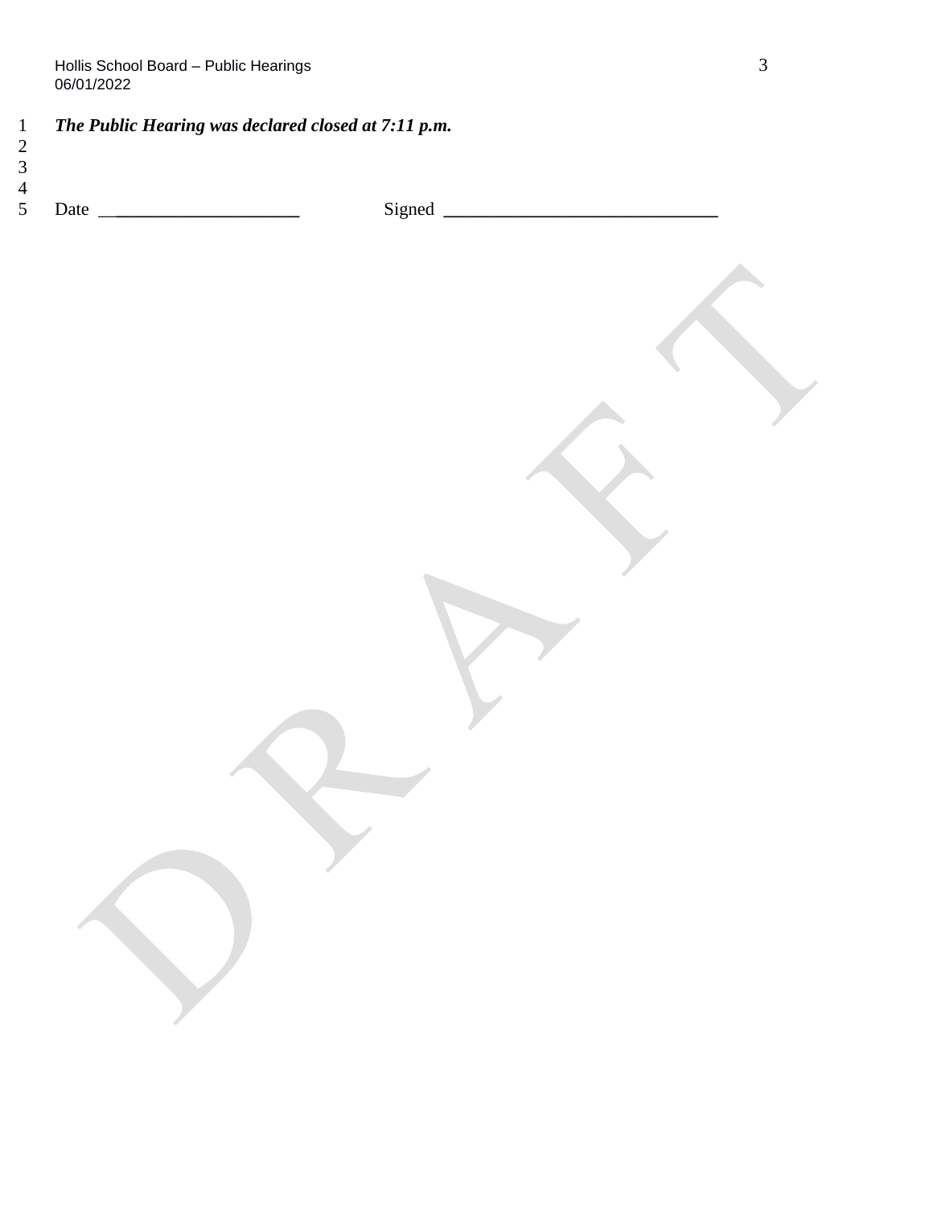***The Public Hearing was declared closed at 7:11 p.m.***

Date \_\_\_\_\_\_\_\_\_\_\_\_\_\_\_\_\_\_\_\_\_\_ Signed \_\_\_\_\_\_\_\_\_\_\_\_\_\_\_\_\_\_\_\_\_\_\_\_\_\_\_\_\_\_